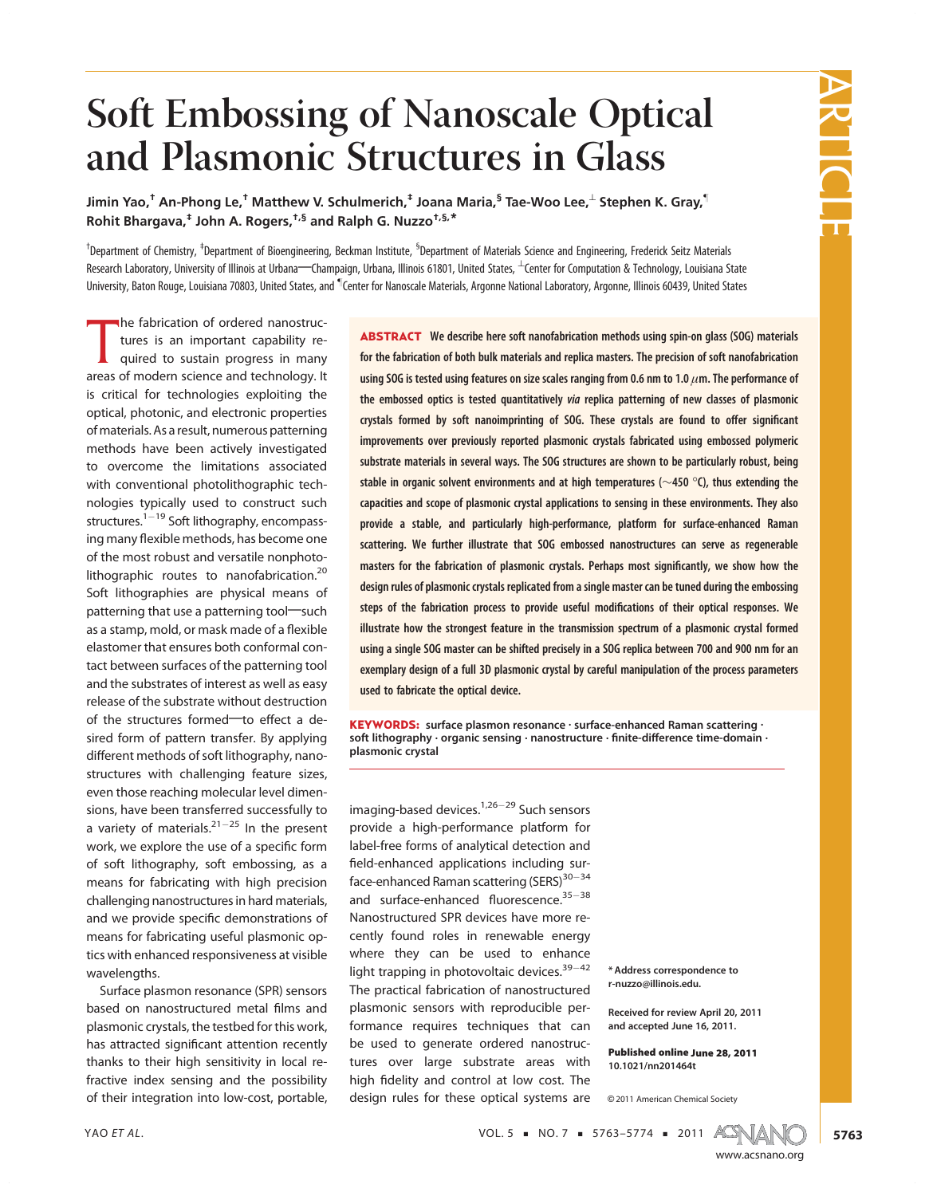# Soft Embossing of Nanoscale Optical and Plasmonic Structures in Glass

**Jimin Yao,[†] An-Phong Le,[†] Matthew V. Schulmerich,[‡] Joana Maria,[§] Tae-Woo Lee,[⊥] Stephen K. Gray,[¶] Rohit Bhargava,[‡] John A. Rogers,[†,§] and Ralph G. Nuzzo[†,§,*]**

[†]Department of Chemistry, [‡]Department of Bioengineering, Beckman Institute, [§]Department of Materials Science and Engineering, Frederick Seitz Materials Research Laboratory, University of Illinois at Urbana—Champaign, Urbana, Illinois 61801, United States, [⊥]Center for Computation & Technology, Louisiana State University, Baton Rouge, Louisiana 70803, United States, and [¶]Center for Nanoscale Materials, Argonne National Laboratory, Argonne, Illinois 60439, United States

**ABSTRACT** We describe here soft nanofabrication methods using spin-on glass (SOG) materials for the fabrication of both bulk materials and replica masters. The precision of soft nanofabrication using SOG is tested using features on size scales ranging from 0.6 nm to 1.0 $\mu$m. The performance of the embossed optics is tested quantitatively *via* replica patterning of new classes of plasmonic crystals formed by soft nanoimprinting of SOG. These crystals are found to offer significant improvements over previously reported plasmonic crystals fabricated using embossed polymeric substrate materials in several ways. The SOG structures are shown to be particularly robust, being stable in organic solvent environments and at high temperatures (~450 °C), thus extending the capacities and scope of plasmonic crystal applications to sensing in these environments. They also provide a stable, and particularly high-performance, platform for surface-enhanced Raman scattering. We further illustrate that SOG embossed nanostructures can serve as regenerable masters for the fabrication of plasmonic crystals. Perhaps most significantly, we show how the design rules of plasmonic crystals replicated from a single master can be tuned during the embossing steps of the fabrication process to provide useful modifications of their optical responses. We illustrate how the strongest feature in the transmission spectrum of a plasmonic crystal formed using a single SOG master can be shifted precisely in a SOG replica between 700 and 900 nm for an exemplary design of a full 3D plasmonic crystal by careful manipulation of the process parameters used to fabricate the optical device.

**KEYWORDS:** surface plasmon resonance · surface-enhanced Raman scattering · soft lithography · organic sensing · nanostructure · finite-difference time-domain · plasmonic crystal

The fabrication of ordered nanostructures is an important capability required to sustain progress in many areas of modern science and technology. It is critical for technologies exploiting the optical, photonic, and electronic properties of materials. As a result, numerous patterning methods have been actively investigated to overcome the limitations associated with conventional photolithographic technologies typically used to construct such structures.[1−19] Soft lithography, encompassing many flexible methods, has become one of the most robust and versatile nonphotolithographic routes to nanofabrication.[20] Soft lithographies are physical means of patterning that use a patterning tool—such as a stamp, mold, or mask made of a flexible elastomer that ensures both conformal contact between surfaces of the patterning tool and the substrates of interest as well as easy release of the substrate without destruction of the structures formed—to effect a desired form of pattern transfer. By applying different methods of soft lithography, nanostructures with challenging feature sizes, even those reaching molecular level dimensions, have been transferred successfully to a variety of materials.[21−25] In the present work, we explore the use of a specific form of soft lithography, soft embossing, as a means for fabricating with high precision challenging nanostructures in hard materials, and we provide specific demonstrations of means for fabricating useful plasmonic optics with enhanced responsiveness at visible wavelengths.

Surface plasmon resonance (SPR) sensors based on nanostructured metal films and plasmonic crystals, the testbed for this work, has attracted significant attention recently thanks to their high sensitivity in local refractive index sensing and the possibility of their integration into low-cost, portable, imaging-based devices.[1,26−29] Such sensors provide a high-performance platform for label-free forms of analytical detection and field-enhanced applications including surface-enhanced Raman scattering (SERS)[30−34] and surface-enhanced fluorescence.[35−38] Nanostructured SPR devices have more recently found roles in renewable energy where they can be used to enhance light trapping in photovoltaic devices.[39−42] The practical fabrication of nanostructured plasmonic sensors with reproducible performance requires techniques that can be used to generate ordered nanostructures over large substrate areas with high fidelity and control at low cost. The design rules for these optical systems are

\* Address correspondence to r-nuzzo@illinois.edu.

Received for review April 20, 2011 and accepted June 16, 2011.

Published online June 28, 2011 10.1021/nn201464t

© 2011 American Chemical Society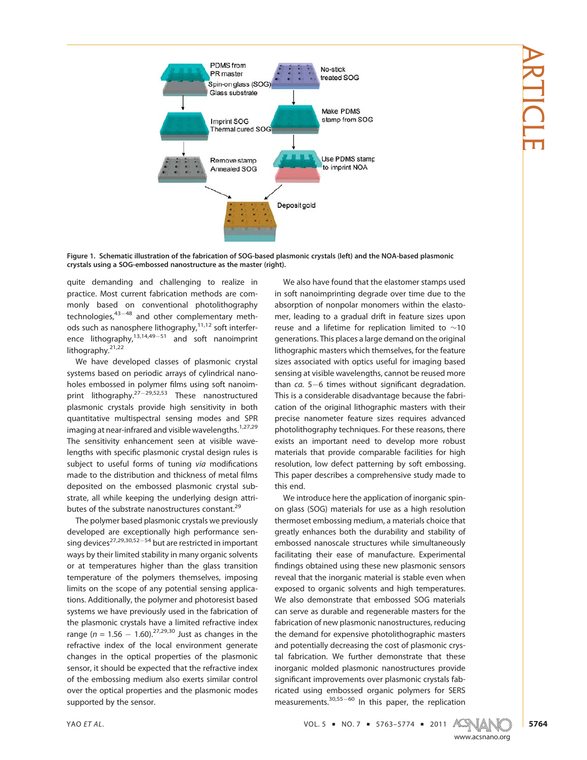Figure 1. Schematic illustration of the fabrication of SOG-based plasmonic crystals (left) and the NOA-based plasmonic crystals using a SOG-embossed nanostructure as the master (right).

quite demanding and challenging to realize in practice. Most current fabrication methods are commonly based on conventional photolithography technologies,[43−48] and other complementary methods such as nanosphere lithography,[11,12] soft interference lithography,[13,14,49−51] and soft nanoimprint lithography.[21,22]

We have developed classes of plasmonic crystal systems based on periodic arrays of cylindrical nanoholes embossed in polymer films using soft nanoimprint lithography.[27−29,52,53] These nanostructured plasmonic crystals provide high sensitivity in both quantitative multispectral sensing modes and SPR imaging at near-infrared and visible wavelengths.[1,27,29] The sensitivity enhancement seen at visible wavelengths with specific plasmonic crystal design rules is subject to useful forms of tuning *via* modifications made to the distribution and thickness of metal films deposited on the embossed plasmonic crystal substrate, all while keeping the underlying design attributes of the substrate nanostructures constant.[29]

The polymer based plasmonic crystals we previously developed are exceptionally high performance sensing devices[27,29,30,52−54] but are restricted in important ways by their limited stability in many organic solvents or at temperatures higher than the glass transition temperature of the polymers themselves, imposing limits on the scope of any potential sensing applications. Additionally, the polymer and photoresist based systems we have previously used in the fabrication of the plasmonic crystals have a limited refractive index range ($n = 1.56 - 1.60$).[27,29,30] Just as changes in the refractive index of the local environment generate changes in the optical properties of the plasmonic sensor, it should be expected that the refractive index of the embossing medium also exerts similar control over the optical properties and the plasmonic modes supported by the sensor.

We also have found that the elastomer stamps used in soft nanoimprinting degrade over time due to the absorption of nonpolar monomers within the elastomer, leading to a gradual drift in feature sizes upon reuse and a lifetime for replication limited to ~10 generations. This places a large demand on the original lithographic masters which themselves, for the feature sizes associated with optics useful for imaging based sensing at visible wavelengths, cannot be reused more than *ca.* 5−6 times without significant degradation. This is a considerable disadvantage because the fabrication of the original lithographic masters with their precise nanometer feature sizes requires advanced photolithography techniques. For these reasons, there exists an important need to develop more robust materials that provide comparable facilities for high resolution, low defect patterning by soft embossing. This paper describes a comprehensive study made to this end.

We introduce here the application of inorganic spin-on glass (SOG) materials for use as a high resolution thermoset embossing medium, a materials choice that greatly enhances both the durability and stability of embossed nanoscale structures while simultaneously facilitating their ease of manufacture. Experimental findings obtained using these new plasmonic sensors reveal that the inorganic material is stable even when exposed to organic solvents and high temperatures. We also demonstrate that embossed SOG materials can serve as durable and regenerable masters for the fabrication of new plasmonic nanostructures, reducing the demand for expensive photolithographic masters and potentially decreasing the cost of plasmonic crystal fabrication. We further demonstrate that these inorganic molded plasmonic nanostructures provide significant improvements over plasmonic crystals fabricated using embossed organic polymers for SERS measurements.[30,55−60] In this paper, the replication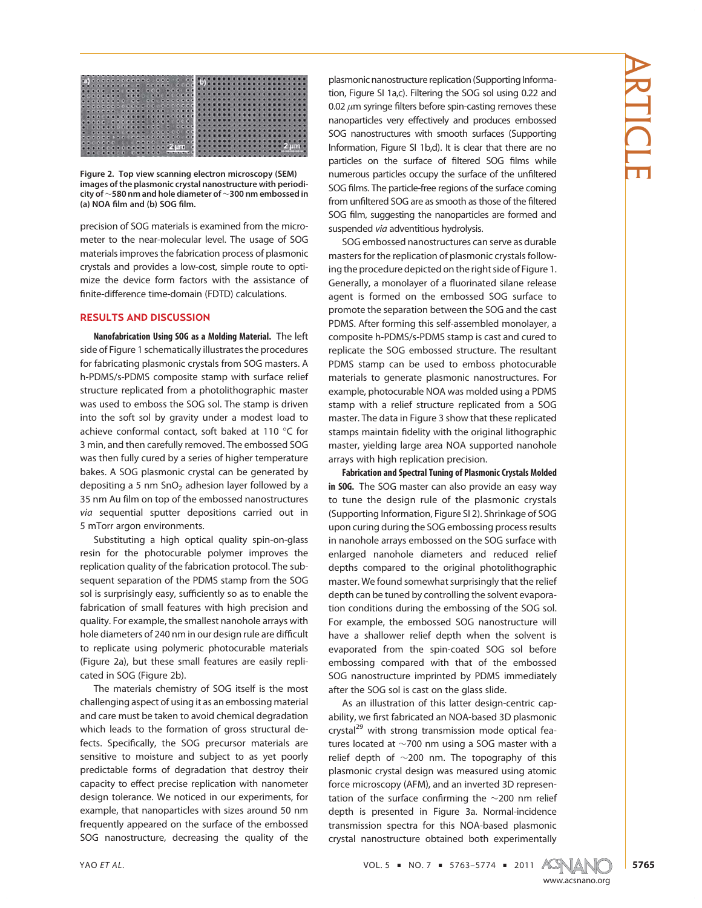Figure 2. Top view scanning electron microscopy (SEM) images of the plasmonic crystal nanostructure with periodicity of ~580 nm and hole diameter of ~300 nm embossed in (a) NOA film and (b) SOG film.

precision of SOG materials is examined from the micrometer to the near-molecular level. The usage of SOG materials improves the fabrication process of plasmonic crystals and provides a low-cost, simple route to optimize the device form factors with the assistance of finite-difference time-domain (FDTD) calculations.

## RESULTS AND DISCUSSION

**Nanofabrication Using SOG as a Molding Material.** The left side of Figure 1 schematically illustrates the procedures for fabricating plasmonic crystals from SOG masters. A h-PDMS/s-PDMS composite stamp with surface relief structure replicated from a photolithographic master was used to emboss the SOG sol. The stamp is driven into the soft sol by gravity under a modest load to achieve conformal contact, soft baked at 110 °C for 3 min, and then carefully removed. The embossed SOG was then fully cured by a series of higher temperature bakes. A SOG plasmonic crystal can be generated by depositing a 5 nm $SnO_2$ adhesion layer followed by a 35 nm Au film on top of the embossed nanostructures *via* sequential sputter depositions carried out in 5 mTorr argon environments.

Substituting a high optical quality spin-on-glass resin for the photocurable polymer improves the replication quality of the fabrication protocol. The subsequent separation of the PDMS stamp from the SOG sol is surprisingly easy, sufficiently so as to enable the fabrication of small features with high precision and quality. For example, the smallest nanohole arrays with hole diameters of 240 nm in our design rule are difficult to replicate using polymeric photocurable materials (Figure 2a), but these small features are easily replicated in SOG (Figure 2b).

The materials chemistry of SOG itself is the most challenging aspect of using it as an embossing material and care must be taken to avoid chemical degradation which leads to the formation of gross structural defects. Specifically, the SOG precursor materials are sensitive to moisture and subject to as yet poorly predictable forms of degradation that destroy their capacity to effect precise replication with nanometer design tolerance. We noticed in our experiments, for example, that nanoparticles with sizes around 50 nm frequently appeared on the surface of the embossed SOG nanostructure, decreasing the quality of the plasmonic nanostructure replication (Supporting Information, Figure SI 1a,c). Filtering the SOG sol using 0.22 and 0.02 $\mu$m syringe filters before spin-casting removes these nanoparticles very effectively and produces embossed SOG nanostructures with smooth surfaces (Supporting Information, Figure SI 1b,d). It is clear that there are no particles on the surface of filtered SOG films while numerous particles occupy the surface of the unfiltered SOG films. The particle-free regions of the surface coming from unfiltered SOG are as smooth as those of the filtered SOG film, suggesting the nanoparticles are formed and suspended *via* adventitious hydrolysis.

SOG embossed nanostructures can serve as durable masters for the replication of plasmonic crystals following the procedure depicted on the right side of Figure 1. Generally, a monolayer of a fluorinated silane release agent is formed on the embossed SOG surface to promote the separation between the SOG and the cast PDMS. After forming this self-assembled monolayer, a composite h-PDMS/s-PDMS stamp is cast and cured to replicate the SOG embossed structure. The resultant PDMS stamp can be used to emboss photocurable materials to generate plasmonic nanostructures. For example, photocurable NOA was molded using a PDMS stamp with a relief structure replicated from a SOG master. The data in Figure 3 show that these replicated stamps maintain fidelity with the original lithographic master, yielding large area NOA supported nanohole arrays with high replication precision.

**Fabrication and Spectral Tuning of Plasmonic Crystals Molded in SOG.** The SOG master can also provide an easy way to tune the design rule of the plasmonic crystals (Supporting Information, Figure SI 2). Shrinkage of SOG upon curing during the SOG embossing process results in nanohole arrays embossed on the SOG surface with enlarged nanohole diameters and reduced relief depths compared to the original photolithographic master. We found somewhat surprisingly that the relief depth can be tuned by controlling the solvent evaporation conditions during the embossing of the SOG sol. For example, the embossed SOG nanostructure will have a shallower relief depth when the solvent is evaporated from the spin-coated SOG sol before embossing compared with that of the embossed SOG nanostructure imprinted by PDMS immediately after the SOG sol is cast on the glass slide.

As an illustration of this latter design-centric capability, we first fabricated an NOA-based 3D plasmonic crystal[29] with strong transmission mode optical features located at ~700 nm using a SOG master with a relief depth of ~200 nm. The topography of this plasmonic crystal design was measured using atomic force microscopy (AFM), and an inverted 3D representation of the surface confirming the ~200 nm relief depth is presented in Figure 3a. Normal-incidence transmission spectra for this NOA-based plasmonic crystal nanostructure obtained both experimentally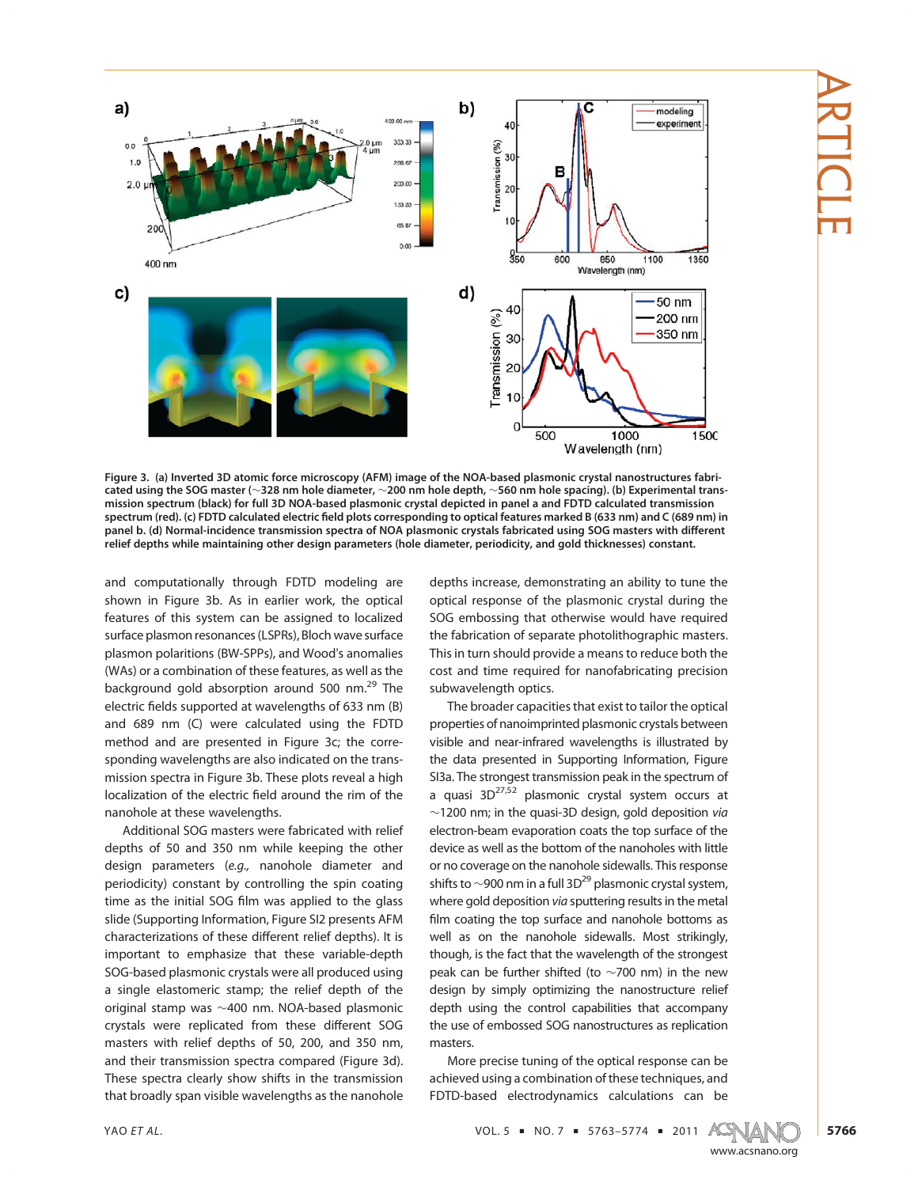Figure 3. (a) Inverted 3D atomic force microscopy (AFM) image of the NOA-based plasmonic crystal nanostructures fabricated using the SOG master (~328 nm hole diameter, ~200 nm hole depth, ~560 nm hole spacing). (b) Experimental transmission spectrum (black) for full 3D NOA-based plasmonic crystal depicted in panel a and FDTD calculated transmission spectrum (red). (c) FDTD calculated electric field plots corresponding to optical features marked B (633 nm) and C (689 nm) in panel b. (d) Normal-incidence transmission spectra of NOA plasmonic crystals fabricated using SOG masters with different relief depths while maintaining other design parameters (hole diameter, periodicity, and gold thicknesses) constant.

and computationally through FDTD modeling are shown in Figure 3b. As in earlier work, the optical features of this system can be assigned to localized surface plasmon resonances (LSPRs), Bloch wave surface plasmon polaritions (BW-SPPs), and Wood's anomalies (WAs) or a combination of these features, as well as the background gold absorption around 500 nm.[29] The electric fields supported at wavelengths of 633 nm (B) and 689 nm (C) were calculated using the FDTD method and are presented in Figure 3c; the corresponding wavelengths are also indicated on the transmission spectra in Figure 3b. These plots reveal a high localization of the electric field around the rim of the nanohole at these wavelengths.

Additional SOG masters were fabricated with relief depths of 50 and 350 nm while keeping the other design parameters (*e.g.,* nanohole diameter and periodicity) constant by controlling the spin coating time as the initial SOG film was applied to the glass slide (Supporting Information, Figure SI2 presents AFM characterizations of these different relief depths). It is important to emphasize that these variable-depth SOG-based plasmonic crystals were all produced using a single elastomeric stamp; the relief depth of the original stamp was ~400 nm. NOA-based plasmonic crystals were replicated from these different SOG masters with relief depths of 50, 200, and 350 nm, and their transmission spectra compared (Figure 3d). These spectra clearly show shifts in the transmission that broadly span visible wavelengths as the nanohole depths increase, demonstrating an ability to tune the optical response of the plasmonic crystal during the SOG embossing that otherwise would have required the fabrication of separate photolithographic masters. This in turn should provide a means to reduce both the cost and time required for nanofabricating precision subwavelength optics.

The broader capacities that exist to tailor the optical properties of nanoimprinted plasmonic crystals between visible and near-infrared wavelengths is illustrated by the data presented in Supporting Information, Figure SI3a. The strongest transmission peak in the spectrum of a quasi 3D[27,52] plasmonic crystal system occurs at ~1200 nm; in the quasi-3D design, gold deposition *via* electron-beam evaporation coats the top surface of the device as well as the bottom of the nanoholes with little or no coverage on the nanohole sidewalls. This response shifts to ~900 nm in a full 3D[29] plasmonic crystal system, where gold deposition *via* sputtering results in the metal film coating the top surface and nanohole bottoms as well as on the nanohole sidewalls. Most strikingly, though, is the fact that the wavelength of the strongest peak can be further shifted (to ~700 nm) in the new design by simply optimizing the nanostructure relief depth using the control capabilities that accompany the use of embossed SOG nanostructures as replication masters.

More precise tuning of the optical response can be achieved using a combination of these techniques, and FDTD-based electrodynamics calculations can be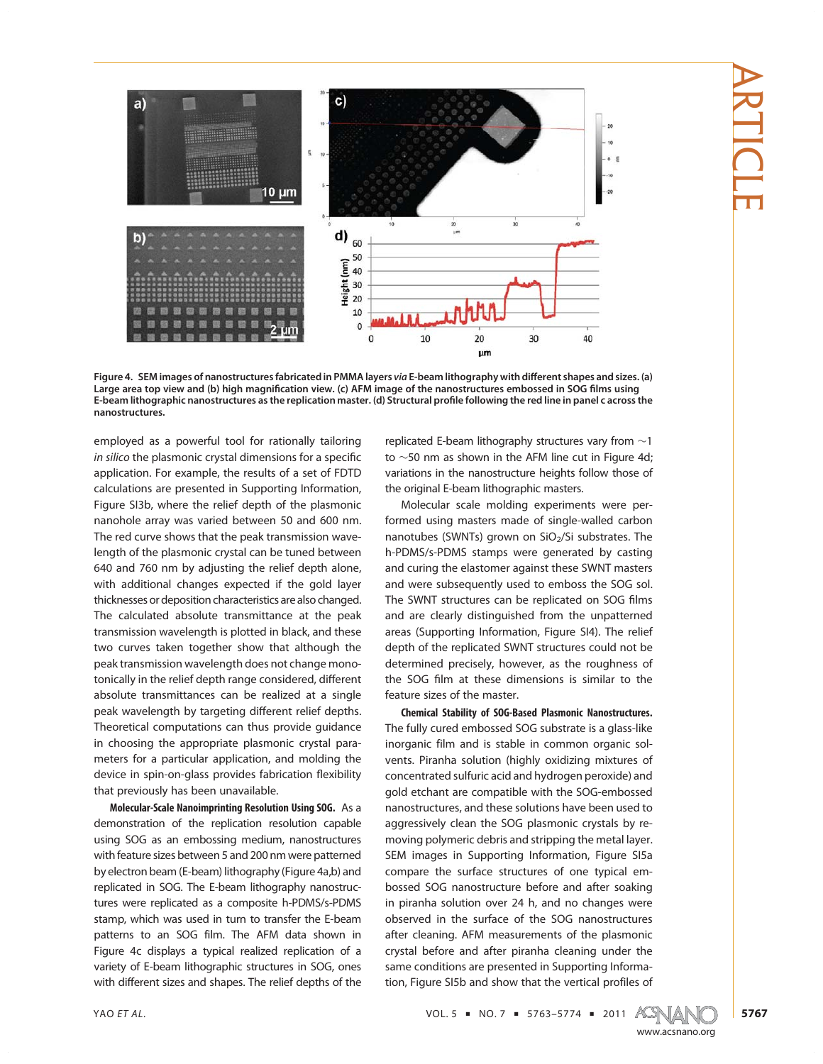Figure 4. SEM images of nanostructures fabricated in PMMA layers *via* E-beam lithography with different shapes and sizes. (a) Large area top view and (b) high magnification view. (c) AFM image of the nanostructures embossed in SOG films using E-beam lithographic nanostructures as the replication master. (d) Structural profile following the red line in panel c across the nanostructures.

employed as a powerful tool for rationally tailoring *in silico* the plasmonic crystal dimensions for a specific application. For example, the results of a set of FDTD calculations are presented in Supporting Information, Figure SI3b, where the relief depth of the plasmonic nanohole array was varied between 50 and 600 nm. The red curve shows that the peak transmission wavelength of the plasmonic crystal can be tuned between 640 and 760 nm by adjusting the relief depth alone, with additional changes expected if the gold layer thicknesses or deposition characteristics are also changed. The calculated absolute transmittance at the peak transmission wavelength is plotted in black, and these two curves taken together show that although the peak transmission wavelength does not change monotonically in the relief depth range considered, different absolute transmittances can be realized at a single peak wavelength by targeting different relief depths. Theoretical computations can thus provide guidance in choosing the appropriate plasmonic crystal parameters for a particular application, and molding the device in spin-on-glass provides fabrication flexibility that previously has been unavailable.

**Molecular-Scale Nanoimprinting Resolution Using SOG.** As a demonstration of the replication resolution capable using SOG as an embossing medium, nanostructures with feature sizes between 5 and 200 nm were patterned by electron beam (E-beam) lithography (Figure 4a,b) and replicated in SOG. The E-beam lithography nanostructures were replicated as a composite h-PDMS/s-PDMS stamp, which was used in turn to transfer the E-beam patterns to an SOG film. The AFM data shown in Figure 4c displays a typical realized replication of a variety of E-beam lithographic structures in SOG, ones with different sizes and shapes. The relief depths of the replicated E-beam lithography structures vary from ~1 to ~50 nm as shown in the AFM line cut in Figure 4d; variations in the nanostructure heights follow those of the original E-beam lithographic masters.

Molecular scale molding experiments were performed using masters made of single-walled carbon nanotubes (SWNTs) grown on $SiO_2$/Si substrates. The h-PDMS/s-PDMS stamps were generated by casting and curing the elastomer against these SWNT masters and were subsequently used to emboss the SOG sol. The SWNT structures can be replicated on SOG films and are clearly distinguished from the unpatterned areas (Supporting Information, Figure SI4). The relief depth of the replicated SWNT structures could not be determined precisely, however, as the roughness of the SOG film at these dimensions is similar to the feature sizes of the master.

**Chemical Stability of SOG-Based Plasmonic Nanostructures.** The fully cured embossed SOG substrate is a glass-like inorganic film and is stable in common organic solvents. Piranha solution (highly oxidizing mixtures of concentrated sulfuric acid and hydrogen peroxide) and gold etchant are compatible with the SOG-embossed nanostructures, and these solutions have been used to aggressively clean the SOG plasmonic crystals by removing polymeric debris and stripping the metal layer. SEM images in Supporting Information, Figure SI5a compare the surface structures of one typical embossed SOG nanostructure before and after soaking in piranha solution over 24 h, and no changes were observed in the surface of the SOG nanostructures after cleaning. AFM measurements of the plasmonic crystal before and after piranha cleaning under the same conditions are presented in Supporting Information, Figure SI5b and show that the vertical profiles of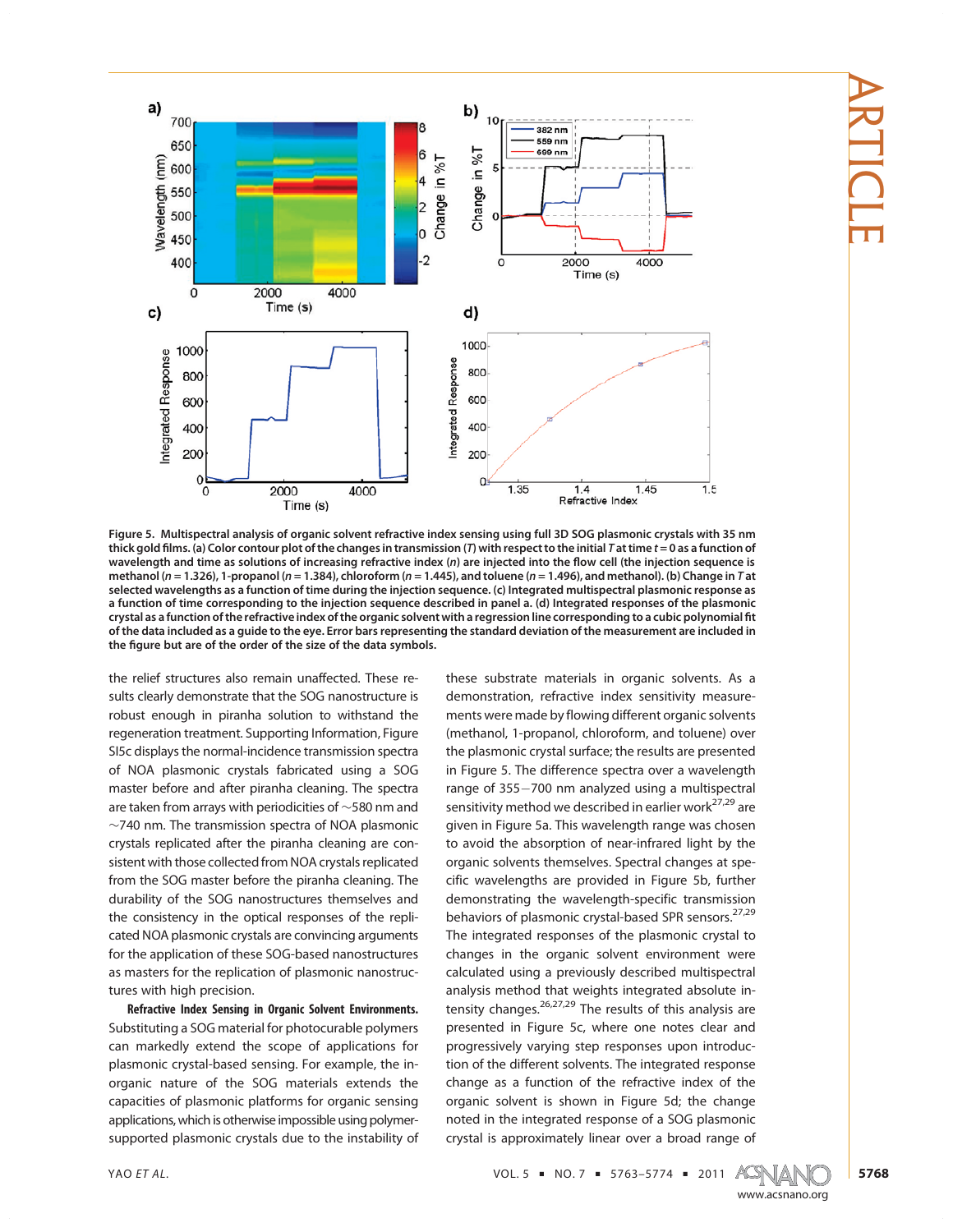**Figure 5. Multispectral analysis of organic solvent refractive index sensing using full 3D SOG plasmonic crystals with 35 nm thick gold films. (a) Color contour plot of the changes in transmission (*T*) with respect to the initial *T* at time *t* = 0 as a function of wavelength and time as solutions of increasing refractive index (*n*) are injected into the flow cell (the injection sequence is methanol (*n* = 1.326), 1-propanol (*n* = 1.384), chloroform (*n* = 1.445), and toluene (*n* = 1.496), and methanol). (b) Change in *T* at selected wavelengths as a function of time during the injection sequence. (c) Integrated multispectral plasmonic response as a function of time corresponding to the injection sequence described in panel a. (d) Integrated responses of the plasmonic crystal as a function of the refractive index of the organic solvent with a regression line corresponding to a cubic polynomial fit of the data included as a guide to the eye. Error bars representing the standard deviation of the measurement are included in the figure but are of the order of the size of the data symbols.**

the relief structures also remain unaffected. These results clearly demonstrate that the SOG nanostructure is robust enough in piranha solution to withstand the regeneration treatment. Supporting Information, Figure SI5c displays the normal-incidence transmission spectra of NOA plasmonic crystals fabricated using a SOG master before and after piranha cleaning. The spectra are taken from arrays with periodicities of ~580 nm and ~740 nm. The transmission spectra of NOA plasmonic crystals replicated after the piranha cleaning are consistent with those collected from NOA crystals replicated from the SOG master before the piranha cleaning. The durability of the SOG nanostructures themselves and the consistency in the optical responses of the replicated NOA plasmonic crystals are convincing arguments for the application of these SOG-based nanostructures as masters for the replication of plasmonic nanostructures with high precision.

**Refractive Index Sensing in Organic Solvent Environments.** Substituting a SOG material for photocurable polymers can markedly extend the scope of applications for plasmonic crystal-based sensing. For example, the inorganic nature of the SOG materials extends the capacities of plasmonic platforms for organic sensing applications, which is otherwise impossible using polymer-supported plasmonic crystals due to the instability of these substrate materials in organic solvents. As a demonstration, refractive index sensitivity measurements were made by flowing different organic solvents (methanol, 1-propanol, chloroform, and toluene) over the plasmonic crystal surface; the results are presented in Figure 5. The difference spectra over a wavelength range of 355−700 nm analyzed using a multispectral sensitivity method we described in earlier work[27,29] are given in Figure 5a. This wavelength range was chosen to avoid the absorption of near-infrared light by the organic solvents themselves. Spectral changes at specific wavelengths are provided in Figure 5b, further demonstrating the wavelength-specific transmission behaviors of plasmonic crystal-based SPR sensors.[27,29] The integrated responses of the plasmonic crystal to changes in the organic solvent environment were calculated using a previously described multispectral analysis method that weights integrated absolute intensity changes.[26,27,29] The results of this analysis are presented in Figure 5c, where one notes clear and progressively varying step responses upon introduction of the different solvents. The integrated response change as a function of the refractive index of the organic solvent is shown in Figure 5d; the change noted in the integrated response of a SOG plasmonic crystal is approximately linear over a broad range of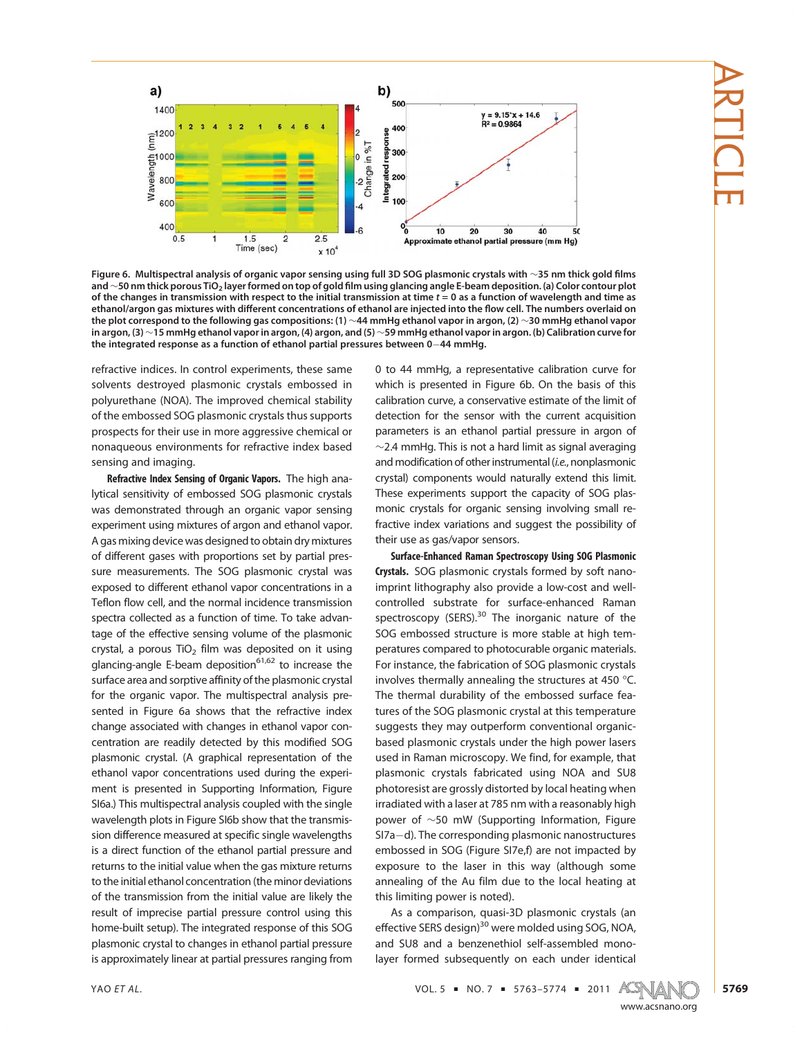**Figure 6. Multispectral analysis of organic vapor sensing using full 3D SOG plasmonic crystals with ~35 nm thick gold films and ~50 nm thick porous $TiO_2$ layer formed on top of gold film using glancing angle E-beam deposition. (a) Color contour plot of the changes in transmission with respect to the initial transmission at time $t = 0$ as a function of wavelength and time as ethanol/argon gas mixtures with different concentrations of ethanol are injected into the flow cell. The numbers overlaid on the plot correspond to the following gas compositions: (1) ~44 mmHg ethanol vapor in argon, (2) ~30 mmHg ethanol vapor in argon, (3) ~15 mmHg ethanol vapor in argon, (4) argon, and (5) ~59 mmHg ethanol vapor in argon. (b) Calibration curve for the integrated response as a function of ethanol partial pressures between 0–44 mmHg.**

refractive indices. In control experiments, these same solvents destroyed plasmonic crystals embossed in polyurethane (NOA). The improved chemical stability of the embossed SOG plasmonic crystals thus supports prospects for their use in more aggressive chemical or nonaqueous environments for refractive index based sensing and imaging.

**Refractive Index Sensing of Organic Vapors.** The high analytical sensitivity of embossed SOG plasmonic crystals was demonstrated through an organic vapor sensing experiment using mixtures of argon and ethanol vapor. A gas mixing device was designed to obtain dry mixtures of different gases with proportions set by partial pressure measurements. The SOG plasmonic crystal was exposed to different ethanol vapor concentrations in a Teflon flow cell, and the normal incidence transmission spectra collected as a function of time. To take advantage of the effective sensing volume of the plasmonic crystal, a porous $TiO_2$ film was deposited on it using glancing-angle E-beam deposition[61,62] to increase the surface area and sorptive affinity of the plasmonic crystal for the organic vapor. The multispectral analysis presented in Figure 6a shows that the refractive index change associated with changes in ethanol vapor concentration are readily detected by this modified SOG plasmonic crystal. (A graphical representation of the ethanol vapor concentrations used during the experiment is presented in Supporting Information, Figure SI6a.) This multispectral analysis coupled with the single wavelength plots in Figure SI6b show that the transmission difference measured at specific single wavelengths is a direct function of the ethanol partial pressure and returns to the initial value when the gas mixture returns to the initial ethanol concentration (the minor deviations of the transmission from the initial value are likely the result of imprecise partial pressure control using this home-built setup). The integrated response of this SOG plasmonic crystal to changes in ethanol partial pressure is approximately linear at partial pressures ranging from 0 to 44 mmHg, a representative calibration curve for which is presented in Figure 6b. On the basis of this calibration curve, a conservative estimate of the limit of detection for the sensor with the current acquisition parameters is an ethanol partial pressure in argon of ~2.4 mmHg. This is not a hard limit as signal averaging and modification of other instrumental (*i.e.*, nonplasmonic crystal) components would naturally extend this limit. These experiments support the capacity of SOG plasmonic crystals for organic sensing involving small refractive index variations and suggest the possibility of their use as gas/vapor sensors.

**Surface-Enhanced Raman Spectroscopy Using SOG Plasmonic Crystals.** SOG plasmonic crystals formed by soft nanoimprint lithography also provide a low-cost and well-controlled substrate for surface-enhanced Raman spectroscopy (SERS).[30] The inorganic nature of the SOG embossed structure is more stable at high temperatures compared to photocurable organic materials. For instance, the fabrication of SOG plasmonic crystals involves thermally annealing the structures at 450 °C. The thermal durability of the embossed surface features of the SOG plasmonic crystal at this temperature suggests they may outperform conventional organic-based plasmonic crystals under the high power lasers used in Raman microscopy. We find, for example, that plasmonic crystals fabricated using NOA and SU8 photoresist are grossly distorted by local heating when irradiated with a laser at 785 nm with a reasonably high power of ~50 mW (Supporting Information, Figure SI7a–d). The corresponding plasmonic nanostructures embossed in SOG (Figure SI7e,f) are not impacted by exposure to the laser in this way (although some annealing of the Au film due to the local heating at this limiting power is noted).

As a comparison, quasi-3D plasmonic crystals (an effective SERS design)[30] were molded using SOG, NOA, and SU8 and a benzenethiol self-assembled monolayer formed subsequently on each under identical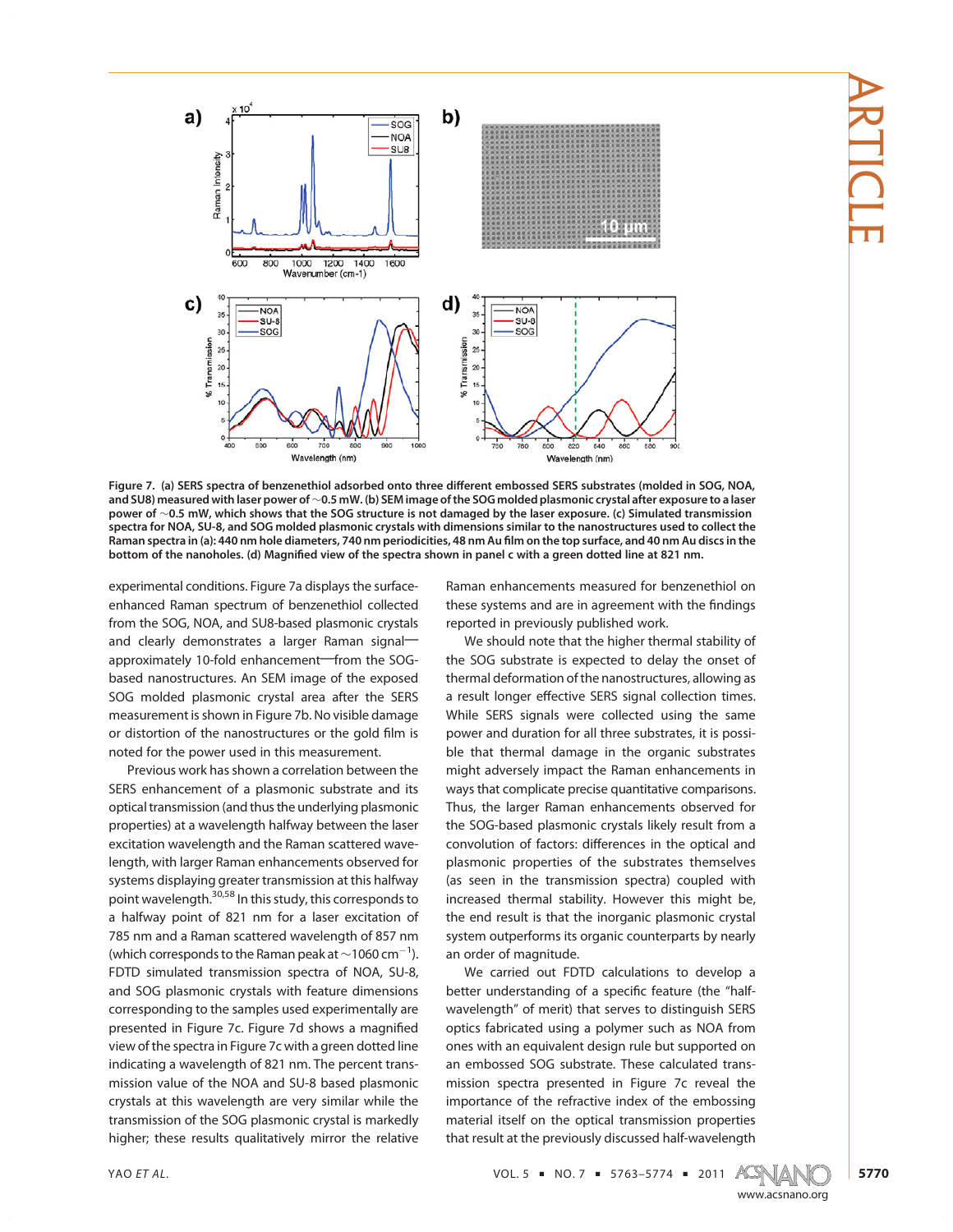**Figure 7. (a) SERS spectra of benzenethiol adsorbed onto three different embossed SERS substrates (molded in SOG, NOA, and SU8) measured with laser power of ~0.5 mW. (b) SEM image of the SOG molded plasmonic crystal after exposure to a laser power of ~0.5 mW, which shows that the SOG structure is not damaged by the laser exposure. (c) Simulated transmission spectra for NOA, SU-8, and SOG molded plasmonic crystals with dimensions similar to the nanostructures used to collect the Raman spectra in (a): 440 nm hole diameters, 740 nm periodicities, 48 nm Au film on the top surface, and 40 nm Au discs in the bottom of the nanoholes. (d) Magnified view of the spectra shown in panel c with a green dotted line at 821 nm.**

experimental conditions. Figure 7a displays the surface-enhanced Raman spectrum of benzenethiol collected from the SOG, NOA, and SU8-based plasmonic crystals and clearly demonstrates a larger Raman signal—approximately 10-fold enhancement—from the SOG-based nanostructures. An SEM image of the exposed SOG molded plasmonic crystal area after the SERS measurement is shown in Figure 7b. No visible damage or distortion of the nanostructures or the gold film is noted for the power used in this measurement.

Previous work has shown a correlation between the SERS enhancement of a plasmonic substrate and its optical transmission (and thus the underlying plasmonic properties) at a wavelength halfway between the laser excitation wavelength and the Raman scattered wavelength, with larger Raman enhancements observed for systems displaying greater transmission at this halfway point wavelength.[30,58] In this study, this corresponds to a halfway point of 821 nm for a laser excitation of 785 nm and a Raman scattered wavelength of 857 nm (which corresponds to the Raman peak at ~1060 $cm^{-1}$). FDTD simulated transmission spectra of NOA, SU-8, and SOG plasmonic crystals with feature dimensions corresponding to the samples used experimentally are presented in Figure 7c. Figure 7d shows a magnified view of the spectra in Figure 7c with a green dotted line indicating a wavelength of 821 nm. The percent transmission value of the NOA and SU-8 based plasmonic crystals at this wavelength are very similar while the transmission of the SOG plasmonic crystal is markedly higher; these results qualitatively mirror the relative Raman enhancements measured for benzenethiol on these systems and are in agreement with the findings reported in previously published work.

We should note that the higher thermal stability of the SOG substrate is expected to delay the onset of thermal deformation of the nanostructures, allowing as a result longer effective SERS signal collection times. While SERS signals were collected using the same power and duration for all three substrates, it is possible that thermal damage in the organic substrates might adversely impact the Raman enhancements in ways that complicate precise quantitative comparisons. Thus, the larger Raman enhancements observed for the SOG-based plasmonic crystals likely result from a convolution of factors: differences in the optical and plasmonic properties of the substrates themselves (as seen in the transmission spectra) coupled with increased thermal stability. However this might be, the end result is that the inorganic plasmonic crystal system outperforms its organic counterparts by nearly an order of magnitude.

We carried out FDTD calculations to develop a better understanding of a specific feature (the "half-wavelength" of merit) that serves to distinguish SERS optics fabricated using a polymer such as NOA from ones with an equivalent design rule but supported on an embossed SOG substrate. These calculated transmission spectra presented in Figure 7c reveal the importance of the refractive index of the embossing material itself on the optical transmission properties that result at the previously discussed half-wavelength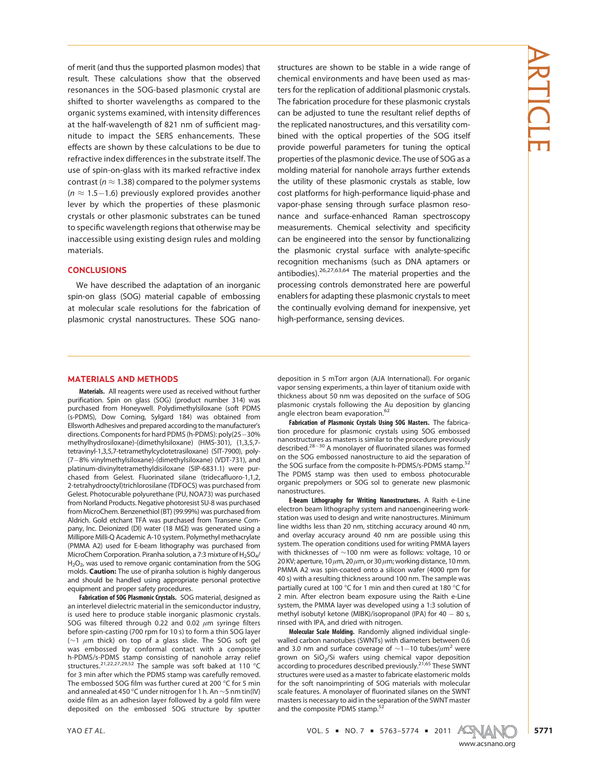of merit (and thus the supported plasmon modes) that result. These calculations show that the observed resonances in the SOG-based plasmonic crystal are shifted to shorter wavelengths as compared to the organic systems examined, with intensity differences at the half-wavelength of 821 nm of sufficient magnitude to impact the SERS enhancements. These effects are shown by these calculations to be due to refractive index differences in the substrate itself. The use of spin-on-glass with its marked refractive index contrast ($n \approx 1.38$) compared to the polymer systems ($n \approx 1.5-1.6$) previously explored provides another lever by which the properties of these plasmonic crystals or other plasmonic substrates can be tuned to specific wavelength regions that otherwise may be inaccessible using existing design rules and molding materials.

## CONCLUSIONS

We have described the adaptation of an inorganic spin-on glass (SOG) material capable of embossing at molecular scale resolutions for the fabrication of plasmonic crystal nanostructures. These SOG nanostructures are shown to be stable in a wide range of chemical environments and have been used as masters for the replication of additional plasmonic crystals. The fabrication procedure for these plasmonic crystals can be adjusted to tune the resultant relief depths of the replicated nanostructures, and this versatility combined with the optical properties of the SOG itself provide powerful parameters for tuning the optical properties of the plasmonic device. The use of SOG as a molding material for nanohole arrays further extends the utility of these plasmonic crystals as stable, low cost platforms for high-performance liquid-phase and vapor-phase sensing through surface plasmon resonance and surface-enhanced Raman spectroscopy measurements. Chemical selectivity and specificity can be engineered into the sensor by functionalizing the plasmonic crystal surface with analyte-specific recognition mechanisms (such as DNA aptamers or antibodies).[26,27,63,64] The material properties and the processing controls demonstrated here are powerful enablers for adapting these plasmonic crystals to meet the continually evolving demand for inexpensive, yet high-performance, sensing devices.

## MATERIALS AND METHODS

**Materials.** All reagents were used as received without further purification. Spin on glass (SOG) (product number 314) was purchased from Honeywell. Polydimethylsiloxane (soft PDMS (s-PDMS), Dow Corning, Sylgard 184) was obtained from Ellsworth Adhesives and prepared according to the manufacturer's directions. Components for hard PDMS (h-PDMS): poly(25−30% methylhydrosiloxane)-(dimethylsiloxane) (HMS-301), (1,3,5,7-tetravinyl-1,3,5,7-tetramethylcyclotetrasiloxane) (SIT-7900), poly-(7−8% vinylmethylsiloxane)-(dimethylsiloxane) (VDT-731), and platinum-divinyltetramethyldisiloxane (SIP-6831.1) were purchased from Gelest. Fluorinated silane (tridecafluoro-1,1,2,2-tetrahydrooctyl)trichlorosilane (TDFOCS) was purchased from Gelest. Photocurable polyurethane (PU, NOA73) was purchased from Norland Products. Negative photoresist SU-8 was purchased from MicroChem. Benzenethiol (BT) (99.99%) was purchased from Aldrich. Gold etchant TFA was purchased from Transene Company, Inc. Deionized (DI) water (18 MΩ) was generated using a Millipore Milli-Q Academic A-10 system. Polymethyl methacrylate (PMMA A2) used for E-beam lithography was purchased from MicroChem Corporation. Piranha solution, a 7:3 mixture of $H_2SO_4$/$H_2O_2$, was used to remove organic contamination from the SOG molds. **Caution:** The use of piranha solution is highly dangerous and should be handled using appropriate personal protective equipment and proper safety procedures.

**Fabrication of SOG Plasmonic Crystals.** SOG material, designed as an interlevel dielectric material in the semiconductor industry, is used here to produce stable inorganic plasmonic crystals. SOG was filtered through 0.22 and 0.02 μm syringe filters before spin-casting (700 rpm for 10 s) to form a thin SOG layer (∼1 μm thick) on top of a glass slide. The SOG soft gel was embossed by conformal contact with a composite h-PDMS/s-PDMS stamp consisting of nanohole array relief structures.[21,22,27,29,52] The sample was soft baked at 110 °C for 3 min after which the PDMS stamp was carefully removed. The embossed SOG film was further cured at 200 °C for 5 min and annealed at 450 °C under nitrogen for 1 h. An ∼5 nm tin(IV) oxide film as an adhesion layer followed by a gold film were deposited on the embossed SOG structure by sputter deposition in 5 mTorr argon (AJA International). For organic vapor sensing experiments, a thin layer of titanium oxide with thickness about 50 nm was deposited on the surface of SOG plasmonic crystals following the Au deposition by glancing angle electron beam evaporation.[62]

**Fabrication of Plasmonic Crystals Using SOG Masters.** The fabrication procedure for plasmonic crystals using SOG embossed nanostructures as masters is similar to the procedure previously described.[28−30] A monolayer of fluorinated silanes was formed on the SOG embossed nanostructure to aid the separation of the SOG surface from the composite h-PDMS/s-PDMS stamp.[52] The PDMS stamp was then used to emboss photocurable organic prepolymers or SOG sol to generate new plasmonic nanostructures.

**E-beam Lithography for Writing Nanostructures.** A Raith e-Line electron beam lithography system and nanoengineering workstation was used to design and write nanostructures. Minimum line widths less than 20 nm, stitching accuracy around 40 nm, and overlay accuracy around 40 nm are possible using this system. The operation conditions used for writing PMMA layers with thicknesses of ∼100 nm were as follows: voltage, 10 or 20 KV; aperture, 10 μm, 20 μm, or 30 μm; working distance, 10 mm. PMMA A2 was spin-coated onto a silicon wafer (4000 rpm for 40 s) with a resulting thickness around 100 nm. The sample was partially cured at 100 °C for 1 min and then cured at 180 °C for 2 min. After electron beam exposure using the Raith e-Line system, the PMMA layer was developed using a 1:3 solution of methyl isobutyl ketone (MIBK)/isopropanol (IPA) for 40 − 80 s, rinsed with IPA, and dried with nitrogen.

**Molecular Scale Molding.** Randomly aligned individual single-walled carbon nanotubes (SWNTs) with diameters between 0.6 and 3.0 nm and surface coverage of ∼1−10 tubes/μm$^2$ were grown on $SiO_2$/Si wafers using chemical vapor deposition according to procedures described previously.[21,65] These SWNT structures were used as a master to fabricate elastomeric molds for the soft nanoimprinting of SOG materials with molecular scale features. A monolayer of fluorinated silanes on the SWNT masters is necessary to aid in the separation of the SWNT master and the composite PDMS stamp.[52]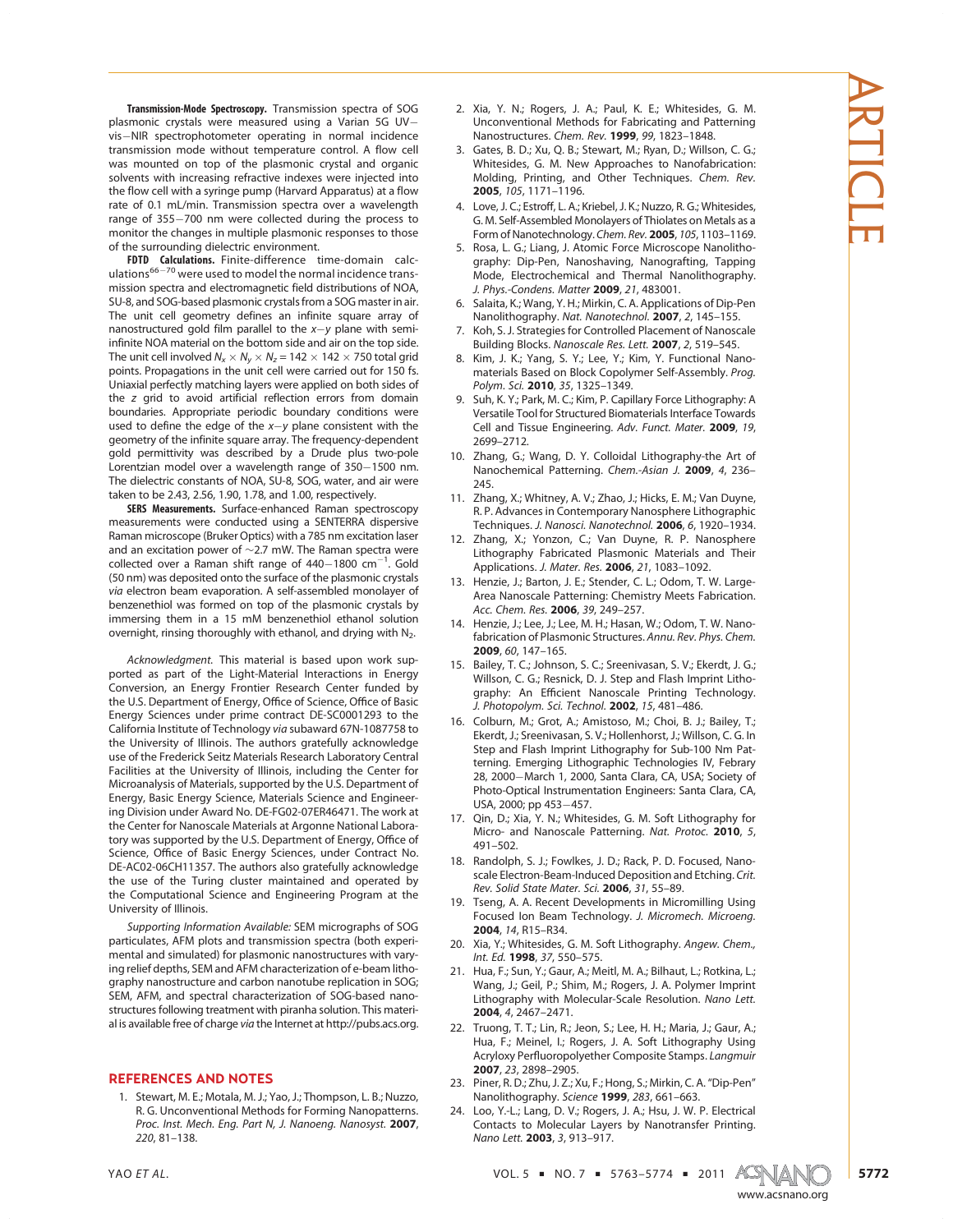**Transmission-Mode Spectroscopy.** Transmission spectra of SOG plasmonic crystals were measured using a Varian 5G UV−vis−NIR spectrophotometer operating in normal incidence transmission mode without temperature control. A flow cell was mounted on top of the plasmonic crystal and organic solvents with increasing refractive indexes were injected into the flow cell with a syringe pump (Harvard Apparatus) at a flow rate of 0.1 mL/min. Transmission spectra over a wavelength range of 355−700 nm were collected during the process to monitor the changes in multiple plasmonic responses to those of the surrounding dielectric environment.

**FDTD Calculations.** Finite-difference time-domain calculations[66−70] were used to model the normal incidence transmission spectra and electromagnetic field distributions of NOA, SU-8, and SOG-based plasmonic crystals from a SOG master in air. The unit cell geometry defines an infinite square array of nanostructured gold film parallel to the $x-y$ plane with semi-infinite NOA material on the bottom side and air on the top side. The unit cell involved $N_x \times N_y \times N_z = 142 \times 142 \times 750$ total grid points. Propagations in the unit cell were carried out for 150 fs. Uniaxial perfectly matching layers were applied on both sides of the $z$ grid to avoid artificial reflection errors from domain boundaries. Appropriate periodic boundary conditions were used to define the edge of the $x-y$ plane consistent with the geometry of the infinite square array. The frequency-dependent gold permittivity was described by a Drude plus two-pole Lorentzian model over a wavelength range of 350−1500 nm. The dielectric constants of NOA, SU-8, SOG, water, and air were taken to be 2.43, 2.56, 1.90, 1.78, and 1.00, respectively.

**SERS Measurements.** Surface-enhanced Raman spectroscopy measurements were conducted using a SENTERRA dispersive Raman microscope (Bruker Optics) with a 785 nm excitation laser and an excitation power of ~2.7 mW. The Raman spectra were collected over a Raman shift range of 440−1800 cm$^{-1}$. Gold (50 nm) was deposited onto the surface of the plasmonic crystals *via* electron beam evaporation. A self-assembled monolayer of benzenethiol was formed on top of the plasmonic crystals by immersing them in a 15 mM benzenethiol ethanol solution overnight, rinsing thoroughly with ethanol, and drying with $N_2$.

*Acknowledgment.* This material is based upon work supported as part of the Light-Material Interactions in Energy Conversion, an Energy Frontier Research Center funded by the U.S. Department of Energy, Office of Science, Office of Basic Energy Sciences under prime contract DE-SC0001293 to the California Institute of Technology *via* subaward 67N-1087758 to the University of Illinois. The authors gratefully acknowledge use of the Frederick Seitz Materials Research Laboratory Central Facilities at the University of Illinois, including the Center for Microanalysis of Materials, supported by the U.S. Department of Energy, Basic Energy Science, Materials Science and Engineering Division under Award No. DE-FG02-07ER46471. The work at the Center for Nanoscale Materials at Argonne National Laboratory was supported by the U.S. Department of Energy, Office of Science, Office of Basic Energy Sciences, under Contract No. DE-AC02-06CH11357. The authors also gratefully acknowledge the use of the Turing cluster maintained and operated by the Computational Science and Engineering Program at the University of Illinois.

*Supporting Information Available:* SEM micrographs of SOG particulates, AFM plots and transmission spectra (both experimental and simulated) for plasmonic nanostructures with varying relief depths, SEM and AFM characterization of e-beam lithography nanostructure and carbon nanotube replication in SOG; SEM, AFM, and spectral characterization of SOG-based nanostructures following treatment with piranha solution. This material is available free of charge *via* the Internet at http://pubs.acs.org.

## REFERENCES AND NOTES

1. Stewart, M. E.; Motala, M. J.; Yao, J.; Thompson, L. B.; Nuzzo, R. G. Unconventional Methods for Forming Nanopatterns. *Proc. Inst. Mech. Eng. Part N, J. Nanoeng. Nanosyst.* **2007**, *220*, 81–138.
2. Xia, Y. N.; Rogers, J. A.; Paul, K. E.; Whitesides, G. M. Unconventional Methods for Fabricating and Patterning Nanostructures. *Chem. Rev.* **1999**, *99*, 1823–1848.
3. Gates, B. D.; Xu, Q. B.; Stewart, M.; Ryan, D.; Willson, C. G.; Whitesides, G. M. New Approaches to Nanofabrication: Molding, Printing, and Other Techniques. *Chem. Rev.* **2005**, *105*, 1171–1196.
4. Love, J. C.; Estroff, L. A.; Kriebel, J. K.; Nuzzo, R. G.; Whitesides, G. M. Self-Assembled Monolayers of Thiolates on Metals as a Form of Nanotechnology. *Chem. Rev.* **2005**, *105*, 1103–1169.
5. Rosa, L. G.; Liang, J. Atomic Force Microscope Nanolithography: Dip-Pen, Nanoshaving, Nanografting, Tapping Mode, Electrochemical and Thermal Nanolithography. *J. Phys.-Condens. Matter* **2009**, *21*, 483001.
6. Salaita, K.; Wang, Y. H.; Mirkin, C. A. Applications of Dip-Pen Nanolithography. *Nat. Nanotechnol.* **2007**, *2*, 145–155.
7. Koh, S. J. Strategies for Controlled Placement of Nanoscale Building Blocks. *Nanoscale Res. Lett.* **2007**, *2*, 519–545.
8. Kim, J. K.; Yang, S. Y.; Lee, Y.; Kim, Y. Functional Nanomaterials Based on Block Copolymer Self-Assembly. *Prog. Polym. Sci.* **2010**, *35*, 1325–1349.
9. Suh, K. Y.; Park, M. C.; Kim, P. Capillary Force Lithography: A Versatile Tool for Structured Biomaterials Interface Towards Cell and Tissue Engineering. *Adv. Funct. Mater.* **2009**, *19*, 2699–2712.
10. Zhang, G.; Wang, D. Y. Colloidal Lithography-the Art of Nanochemical Patterning. *Chem.-Asian J.* **2009**, *4*, 236–245.
11. Zhang, X.; Whitney, A. V.; Zhao, J.; Hicks, E. M.; Van Duyne, R. P. Advances in Contemporary Nanosphere Lithographic Techniques. *J. Nanosci. Nanotechnol.* **2006**, *6*, 1920–1934.
12. Zhang, X.; Yonzon, C.; Van Duyne, R. P. Nanosphere Lithography Fabricated Plasmonic Materials and Their Applications. *J. Mater. Res.* **2006**, *21*, 1083–1092.
13. Henzie, J.; Barton, J. E.; Stender, C. L.; Odom, T. W. Large-Area Nanoscale Patterning: Chemistry Meets Fabrication. *Acc. Chem. Res.* **2006**, *39*, 249–257.
14. Henzie, J.; Lee, J.; Lee, M. H.; Hasan, W.; Odom, T. W. Nanofabrication of Plasmonic Structures. *Annu. Rev. Phys. Chem.* **2009**, *60*, 147–165.
15. Bailey, T. C.; Johnson, S. C.; Sreenivasan, S. V.; Ekerdt, J. G.; Willson, C. G.; Resnick, D. J. Step and Flash Imprint Lithography: An Efficient Nanoscale Printing Technology. *J. Photopolym. Sci. Technol.* **2002**, *15*, 481–486.
16. Colburn, M.; Grot, A.; Amistoso, M.; Choi, B. J.; Bailey, T.; Ekerdt, J.; Sreenivasan, S. V.; Hollenhorst, J.; Willson, C. G. In Step and Flash Imprint Lithography for Sub-100 Nm Patterning. Emerging Lithographic Technologies IV, Febrary 28, 2000−March 1, 2000, Santa Clara, CA, USA; Society of Photo-Optical Instrumentation Engineers: Santa Clara, CA, USA, 2000; pp 453−457.
17. Qin, D.; Xia, Y. N.; Whitesides, G. M. Soft Lithography for Micro- and Nanoscale Patterning. *Nat. Protoc.* **2010**, *5*, 491–502.
18. Randolph, S. J.; Fowlkes, J. D.; Rack, P. D. Focused, Nanoscale Electron-Beam-Induced Deposition and Etching. *Crit. Rev. Solid State Mater. Sci.* **2006**, *31*, 55–89.
19. Tseng, A. A. Recent Developments in Micromilling Using Focused Ion Beam Technology. *J. Micromech. Microeng.* **2004**, *14*, R15–R34.
20. Xia, Y.; Whitesides, G. M. Soft Lithography. *Angew. Chem., Int. Ed.* **1998**, *37*, 550–575.
21. Hua, F.; Sun, Y.; Gaur, A.; Meitl, M. A.; Bilhaut, L.; Rotkina, L.; Wang, J.; Geil, P.; Shim, M.; Rogers, J. A. Polymer Imprint Lithography with Molecular-Scale Resolution. *Nano Lett.* **2004**, *4*, 2467–2471.
22. Truong, T. T.; Lin, R.; Jeon, S.; Lee, H. H.; Maria, J.; Gaur, A.; Hua, F.; Meinel, I.; Rogers, J. A. Soft Lithography Using Acryloxy Perfluoropolyether Composite Stamps. *Langmuir* **2007**, *23*, 2898–2905.
23. Piner, R. D.; Zhu, J. Z.; Xu, F.; Hong, S.; Mirkin, C. A. "Dip-Pen" Nanolithography. *Science* **1999**, *283*, 661–663.
24. Loo, Y.-L.; Lang, D. V.; Rogers, J. A.; Hsu, J. W. P. Electrical Contacts to Molecular Layers by Nanotransfer Printing. *Nano Lett.* **2003**, *3*, 913–917.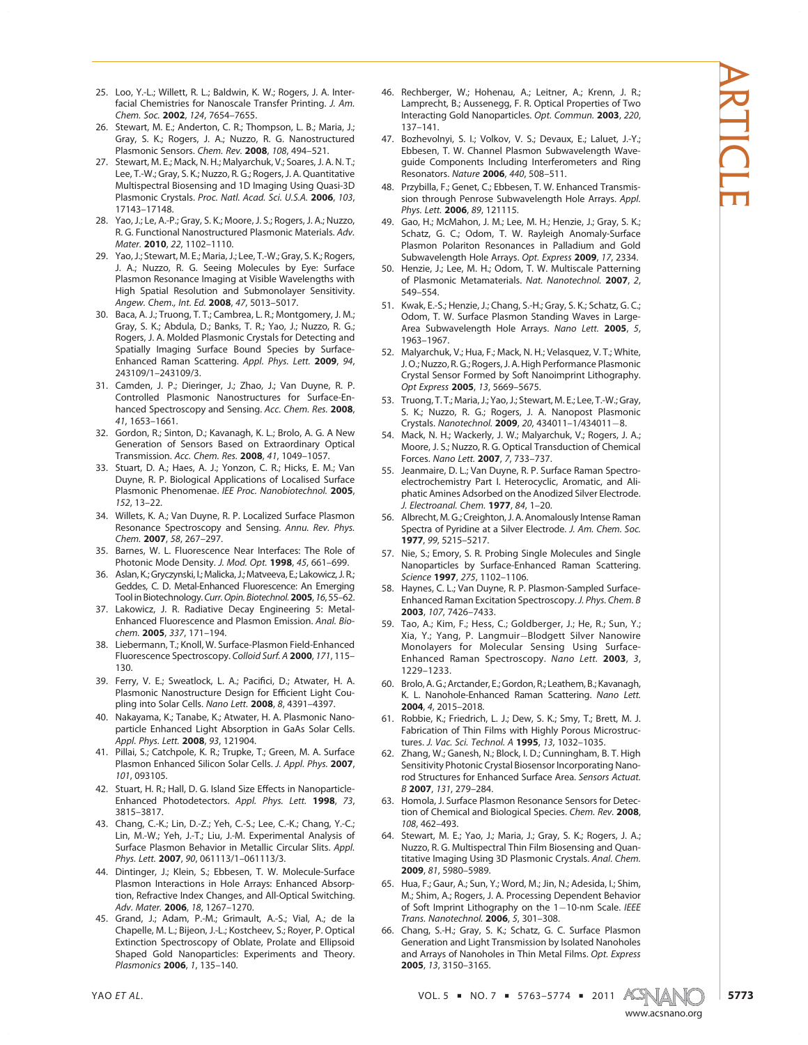25. Loo, Y.-L.; Willett, R. L.; Baldwin, K. W.; Rogers, J. A. Interfacial Chemistries for Nanoscale Transfer Printing. *J. Am. Chem. Soc.* **2002**, *124*, 7654–7655.
26. Stewart, M. E.; Anderton, C. R.; Thompson, L. B.; Maria, J.; Gray, S. K.; Rogers, J. A.; Nuzzo, R. G. Nanostructured Plasmonic Sensors. *Chem. Rev.* **2008**, *108*, 494–521.
27. Stewart, M. E.; Mack, N. H.; Malyarchuk, V.; Soares, J. A. N. T.; Lee, T.-W.; Gray, S. K.; Nuzzo, R. G.; Rogers, J. A. Quantitative Multispectral Biosensing and 1D Imaging Using Quasi-3D Plasmonic Crystals. *Proc. Natl. Acad. Sci. U.S.A.* **2006**, *103*, 17143–17148.
28. Yao, J.; Le, A.-P.; Gray, S. K.; Moore, J. S.; Rogers, J. A.; Nuzzo, R. G. Functional Nanostructured Plasmonic Materials. *Adv. Mater.* **2010**, *22*, 1102–1110.
29. Yao, J.; Stewart, M. E.; Maria, J.; Lee, T.-W.; Gray, S. K.; Rogers, J. A.; Nuzzo, R. G. Seeing Molecules by Eye: Surface Plasmon Resonance Imaging at Visible Wavelengths with High Spatial Resolution and Submonolayer Sensitivity. *Angew. Chem., Int. Ed.* **2008**, *47*, 5013–5017.
30. Baca, A. J.; Truong, T. T.; Cambrea, L. R.; Montgomery, J. M.; Gray, S. K.; Abdula, D.; Banks, T. R.; Yao, J.; Nuzzo, R. G.; Rogers, J. A. Molded Plasmonic Crystals for Detecting and Spatially Imaging Surface Bound Species by Surface-Enhanced Raman Scattering. *Appl. Phys. Lett.* **2009**, *94*, 243109/1–243109/3.
31. Camden, J. P.; Dieringer, J.; Zhao, J.; Van Duyne, R. P. Controlled Plasmonic Nanostructures for Surface-Enhanced Spectroscopy and Sensing. *Acc. Chem. Res.* **2008**, *41*, 1653–1661.
32. Gordon, R.; Sinton, D.; Kavanagh, K. L.; Brolo, A. G. A New Generation of Sensors Based on Extraordinary Optical Transmission. *Acc. Chem. Res.* **2008**, *41*, 1049–1057.
33. Stuart, D. A.; Haes, A. J.; Yonzon, C. R.; Hicks, E. M.; Van Duyne, R. P. Biological Applications of Localised Surface Plasmonic Phenomenae. *IEE Proc. Nanobiotechnol.* **2005**, *152*, 13–22.
34. Willets, K. A.; Van Duyne, R. P. Localized Surface Plasmon Resonance Spectroscopy and Sensing. *Annu. Rev. Phys. Chem.* **2007**, *58*, 267–297.
35. Barnes, W. L. Fluorescence Near Interfaces: The Role of Photonic Mode Density. *J. Mod. Opt.* **1998**, *45*, 661–699.
36. Aslan, K.; Gryczynski, I.; Malicka, J.; Matveeva, E.; Lakowicz, J. R.; Geddes, C. D. Metal-Enhanced Fluorescence: An Emerging Tool in Biotechnology. *Curr. Opin. Biotechnol.* **2005**, *16*, 55–62.
37. Lakowicz, J. R. Radiative Decay Engineering 5: Metal-Enhanced Fluorescence and Plasmon Emission. *Anal. Biochem.* **2005**, *337*, 171–194.
38. Liebermann, T.; Knoll, W. Surface-Plasmon Field-Enhanced Fluorescence Spectroscopy. *Colloid Surf. A* **2000**, *171*, 115–130.
39. Ferry, V. E.; Sweatlock, L. A.; Pacifici, D.; Atwater, H. A. Plasmonic Nanostructure Design for Efficient Light Coupling into Solar Cells. *Nano Lett.* **2008**, *8*, 4391–4397.
40. Nakayama, K.; Tanabe, K.; Atwater, H. A. Plasmonic Nanoparticle Enhanced Light Absorption in GaAs Solar Cells. *Appl. Phys. Lett.* **2008**, *93*, 121904.
41. Pillai, S.; Catchpole, K. R.; Trupke, T.; Green, M. A. Surface Plasmon Enhanced Silicon Solar Cells. *J. Appl. Phys.* **2007**, *101*, 093105.
42. Stuart, H. R.; Hall, D. G. Island Size Effects in Nanoparticle-Enhanced Photodetectors. *Appl. Phys. Lett.* **1998**, *73*, 3815–3817.
43. Chang, C.-K.; Lin, D.-Z.; Yeh, C.-S.; Lee, C.-K.; Chang, Y.-C.; Lin, M.-W.; Yeh, J.-T.; Liu, J.-M. Experimental Analysis of Surface Plasmon Behavior in Metallic Circular Slits. *Appl. Phys. Lett.* **2007**, *90*, 061113/1–061113/3.
44. Dintinger, J.; Klein, S.; Ebbesen, T. W. Molecule-Surface Plasmon Interactions in Hole Arrays: Enhanced Absorption, Refractive Index Changes, and All-Optical Switching. *Adv. Mater.* **2006**, *18*, 1267–1270.
45. Grand, J.; Adam, P.-M.; Grimault, A.-S.; Vial, A.; de la Chapelle, M. L.; Bijeon, J.-L.; Kostcheev, S.; Royer, P. Optical Extinction Spectroscopy of Oblate, Prolate and Ellipsoid Shaped Gold Nanoparticles: Experiments and Theory. *Plasmonics* **2006**, *1*, 135–140.
46. Rechberger, W.; Hohenau, A.; Leitner, A.; Krenn, J. R.; Lamprecht, B.; Aussenegg, F. R. Optical Properties of Two Interacting Gold Nanoparticles. *Opt. Commun.* **2003**, *220*, 137–141.
47. Bozhevolnyi, S. I.; Volkov, V. S.; Devaux, E.; Laluet, J.-Y.; Ebbesen, T. W. Channel Plasmon Subwavelength Waveguide Components Including Interferometers and Ring Resonators. *Nature* **2006**, *440*, 508–511.
48. Przybilla, F.; Genet, C.; Ebbesen, T. W. Enhanced Transmission through Penrose Subwavelength Hole Arrays. *Appl. Phys. Lett.* **2006**, *89*, 121115.
49. Gao, H.; McMahon, J. M.; Lee, M. H.; Henzie, J.; Gray, S. K.; Schatz, G. C.; Odom, T. W. Rayleigh Anomaly-Surface Plasmon Polariton Resonances in Palladium and Gold Subwavelength Hole Arrays. *Opt. Express* **2009**, *17*, 2334.
50. Henzie, J.; Lee, M. H.; Odom, T. W. Multiscale Patterning of Plasmonic Metamaterials. *Nat. Nanotechnol.* **2007**, *2*, 549–554.
51. Kwak, E.-S.; Henzie, J.; Chang, S.-H.; Gray, S. K.; Schatz, G. C.; Odom, T. W. Surface Plasmon Standing Waves in Large-Area Subwavelength Hole Arrays. *Nano Lett.* **2005**, *5*, 1963–1967.
52. Malyarchuk, V.; Hua, F.; Mack, N. H.; Velasquez, V. T.; White, J. O.; Nuzzo, R. G.; Rogers, J. A. High Performance Plasmonic Crystal Sensor Formed by Soft Nanoimprint Lithography. *Opt Express* **2005**, *13*, 5669–5675.
53. Truong, T. T.; Maria, J.; Yao, J.; Stewart, M. E.; Lee, T.-W.; Gray, S. K.; Nuzzo, R. G.; Rogers, J. A. Nanopost Plasmonic Crystals. *Nanotechnol.* **2009**, *20*, 434011–1/434011–8.
54. Mack, N. H.; Wackerly, J. W.; Malyarchuk, V.; Rogers, J. A.; Moore, J. S.; Nuzzo, R. G. Optical Transduction of Chemical Forces. *Nano Lett.* **2007**, *7*, 733–737.
55. Jeanmaire, D. L.; Van Duyne, R. P. Surface Raman Spectroelectrochemistry Part I. Heterocyclic, Aromatic, and Aliphatic Amines Adsorbed on the Anodized Silver Electrode. *J. Electroanal. Chem.* **1977**, *84*, 1–20.
56. Albrecht, M. G.; Creighton, J. A. Anomalously Intense Raman Spectra of Pyridine at a Silver Electrode. *J. Am. Chem. Soc.* **1977**, *99*, 5215–5217.
57. Nie, S.; Emory, S. R. Probing Single Molecules and Single Nanoparticles by Surface-Enhanced Raman Scattering. *Science* **1997**, *275*, 1102–1106.
58. Haynes, C. L.; Van Duyne, R. P. Plasmon-Sampled Surface-Enhanced Raman Excitation Spectroscopy. *J. Phys. Chem. B* **2003**, *107*, 7426–7433.
59. Tao, A.; Kim, F.; Hess, C.; Goldberger, J.; He, R.; Sun, Y.; Xia, Y.; Yang, P. Langmuir–Blodgett Silver Nanowire Monolayers for Molecular Sensing Using Surface-Enhanced Raman Spectroscopy. *Nano Lett.* **2003**, *3*, 1229–1233.
60. Brolo, A. G.; Arctander, E.; Gordon, R.; Leathem, B.; Kavanagh, K. L. Nanohole-Enhanced Raman Scattering. *Nano Lett.* **2004**, *4*, 2015–2018.
61. Robbie, K.; Friedrich, L. J.; Dew, S. K.; Smy, T.; Brett, M. J. Fabrication of Thin Films with Highly Porous Microstructures. *J. Vac. Sci. Technol. A* **1995**, *13*, 1032–1035.
62. Zhang, W.; Ganesh, N.; Block, I. D.; Cunningham, B. T. High Sensitivity Photonic Crystal Biosensor Incorporating Nanorod Structures for Enhanced Surface Area. *Sensors Actuat. B* **2007**, *131*, 279–284.
63. Homola, J. Surface Plasmon Resonance Sensors for Detection of Chemical and Biological Species. *Chem. Rev.* **2008**, *108*, 462–493.
64. Stewart, M. E.; Yao, J.; Maria, J.; Gray, S. K.; Rogers, J. A.; Nuzzo, R. G. Multispectral Thin Film Biosensing and Quantitative Imaging Using 3D Plasmonic Crystals. *Anal. Chem.* **2009**, *81*, 5980–5989.
65. Hua, F.; Gaur, A.; Sun, Y.; Word, M.; Jin, N.; Adesida, I.; Shim, M.; Shim, A.; Rogers, J. A. Processing Dependent Behavior of Soft Imprint Lithography on the 1–10-nm Scale. *IEEE Trans. Nanotechnol.* **2006**, *5*, 301–308.
66. Chang, S.-H.; Gray, S. K.; Schatz, G. C. Surface Plasmon Generation and Light Transmission by Isolated Nanoholes and Arrays of Nanoholes in Thin Metal Films. *Opt. Express* **2005**, *13*, 3150–3165.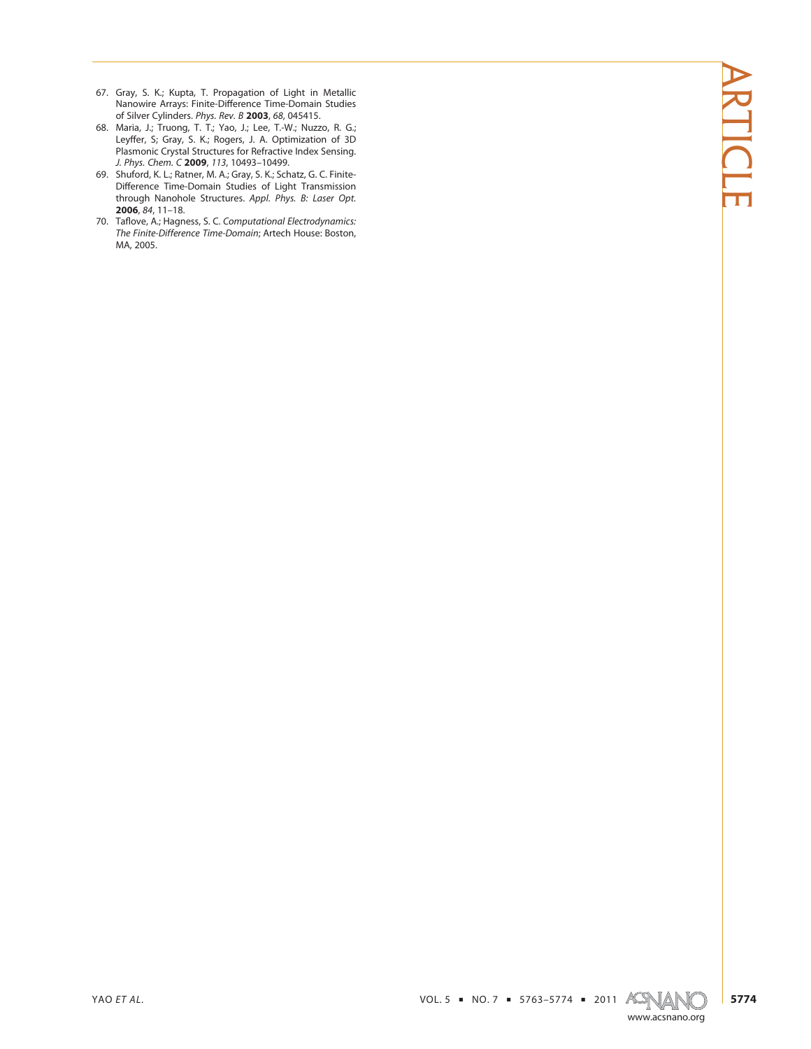67. Gray, S. K.; Kupta, T. Propagation of Light in Metallic Nanowire Arrays: Finite-Difference Time-Domain Studies of Silver Cylinders. *Phys. Rev. B* **2003**, *68*, 045415.
68. Maria, J.; Truong, T. T.; Yao, J.; Lee, T.-W.; Nuzzo, R. G.; Leyffer, S; Gray, S. K.; Rogers, J. A. Optimization of 3D Plasmonic Crystal Structures for Refractive Index Sensing. *J. Phys. Chem. C* **2009**, *113*, 10493–10499.
69. Shuford, K. L.; Ratner, M. A.; Gray, S. K.; Schatz, G. C. Finite-Difference Time-Domain Studies of Light Transmission through Nanohole Structures. *Appl. Phys. B: Laser Opt.* **2006**, *84*, 11–18.
70. Taflove, A.; Hagness, S. C. *Computational Electrodynamics: The Finite-Difference Time-Domain*; Artech House: Boston, MA, 2005.